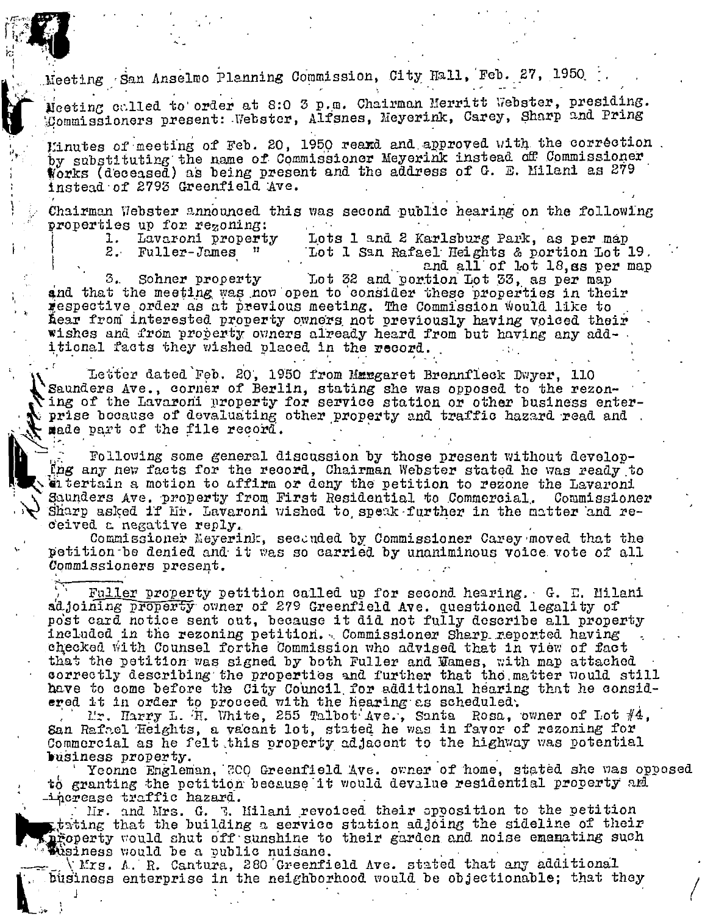Meeting San Anselmo Planning Commission, City Hall, Feb. 27, 1950

Meeting called to order at 8:03 p.m. Chairman Merritt Webster, presiding. Commissioners present: Webster, Alfsnes, Meyerink, Carey, Sharp and Pring

Minutes of meeting of Feb. 20, 1950 reand and approved with the correction by substituting the name of Commissioner Meyerink instead of Commissioner Works (deceased) as being present and the address of G. E. Milani as 279 instead of 2793 Greenfield Ave.

Chairman Webster announced this was second public hearing on the following properties up for rezoning:

1. Lavaroni property — Lots 1 and 2 Karlsburg Park, as per map
2. Fuller-James " — Lot 1 San Rafael Heights & portion Lot 19. and all of Lot 18, as per map
3. Sohner property — Lot 32 and portion Lot 33, as per map

and that the meeting was now open to consider these properties in their respective order as at previous meeting. The Commission would like to hear from interested property owners not previously having voiced their wishes and from property owners already heard from but having any additional facts they wished placed in the record.

Letter dated Feb. 20, 1950 from Margaret Brennfleck Dwyer, 110 Saunders Ave., corner of Berlin, stating she was opposed to the rezoning of the Lavaroni property for service station or other business enterprise because of devaluating other property and traffic hazard read and made part of the file record.

Following some general discussion by those present without developing any new facts for the record, Chairman Webster stated he was ready to entertain a motion to affirm or deny the petition to rezone the Lavaroni Saunders Ave. property from First Residential to Commercial. Commissioner Sharp asked if Mr. Lavaroni wished to speak further in the matter and received a negative reply.

Commissioner Meyerink, seconded by Commissioner Carey moved that the petition be denied and it was so carried by unaniminous voice vote of all Commissioners present.

Fuller property petition called up for second hearing. G. E. Milani adjoining property owner of 279 Greenfield Ave. questioned legality of post card notice sent out, because it did not fully describe all property included in the rezoning petition. Commissioner Sharp reported having checked with Counsel forthe Commission who advised that in view of fact that the petition was signed by both Fuller and Wames, with map attached correctly describing the properties and further that the matter would still have to come before the City Council for additional hearing that he considered it in order to proceed with the hearing as scheduled.

Mr. Harry L. H. White, 255 Talbot Ave., Santa Rosa, owner of Lot #4, San Rafael Heights, a vacant lot, stated he was in favor of rezoning for Commercial as he felt this property adjacent to the highway was potential business property.

Yeonne Engleman, 300 Greenfield Ave. owner of home, stated she was opposed to granting the petition because it would devalue residential property and increase traffic hazard.

Mr. and Mrs. G. E. Milani revoiced their opposition to the petition stating that the building a service station adjoing the sideline of their property would shut off sunshine to their garden and noise emanating such business would be a public nuisane.

Mrs. A. R. Cantura, 280 Greenfield Ave. stated that any additional business enterprise in the neighborhood would be objectionable; that they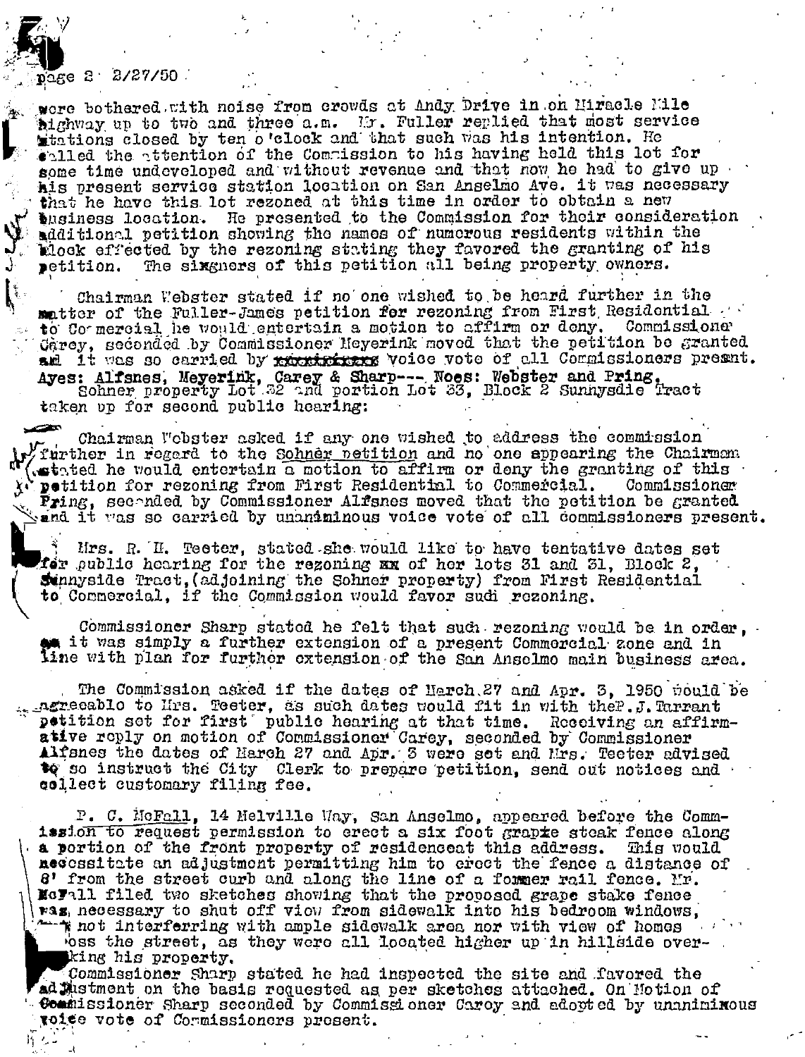were bothered with noise from crowds at Andy Drive in on Miracle Mile highway up to two and three a.m. Mr. Fuller replied that most service stations closed by ten o'clock and that such was his intention. He called the attention of the Commission to his having held this lot for some time undeveloped and without revenue and that now he had to give up his present service station location on San Anselmo Ave. it was necessary that he have this lot rezoned at this time in order to obtain a new business location. He presented to the Commission for their consideration additional petition showing the names of numerous residents within the block effected by the rezoning stating they favored the granting of his petition. The sixgners of this petition all being property owners.

Chairman Webster stated if no one wished to be heard further in the matter of the Fuller-James petition for rezoning from First Residential to Commercial he would entertain a motion to affirm or deny. Commissioner Carey, seconded by Commissioner Meyerink moved that the petition be granted and it was so carried by ~~xxxxxxxxx~~ voice vote of all Commissioners present. Ayes: Alfsnes, Meyerink, Carey & Sharp--- Noes: Webster and Pring.

Sohner property Lot 32 and portion Lot 33, Block 2 Sunnysdie Tract taken up for second public hearing:

Chairman Webster asked if any one wished to address the commission further in regard to the Sohner petition and no one appearing the Chairman stated he would entertain a motion to affirm or deny the granting of this petition for rezoning from First Residential to Commercial. Commissioner Pring, seconded by Commissioner Alfsnes moved that the petition be granted and it was so carried by unanimious voice vote of all commissioners present.

Mrs. R. H. Teeter, stated she would like to have tentative dates set for public hearing for the rezoning ~~xx~~ of her lots 31 and 31, Block 2, Sunnyside Tract, (adjoining the Sohner property) from First Residential to Commercial, if the Commission would favor sudi rezoning.

Commissioner Sharp stated he felt that such rezoning would be in order, as it was simply a further extension of a present Commercial zone and in line with plan for further extension of the San Anselmo main business area.

The Commission asked if the dates of March 27 and Apr. 3, 1950 would be agreeable to Mrs. Teeter, as such dates would fit in with the P. J. Tarrant petition set for first public hearing at that time. Receiving an affirmative reply on motion of Commissioner Carey, seconded by Commissioner Alfsnes the dates of March 27 and Apr. 3 were set and Mrs. Teeter advised to so instruct the City Clerk to prepare petition, send out notices and collect customary filing fee.

P. C. McFall, 14 Melville Way, San Anselmo, appeared before the Commission to request permission to erect a six foot grape steak fence along a portion of the front property of residenceat this address. This would necessitate an adjustment permitting him to erect the fence a distance of 8' from the street curb and along the line of a former rail fence. Mr. McFall filed two sketches showing that the proposed grape stake fence was necessary to shut off view from sidewalk into his bedroom windows, not interferring with ample sidewalk area nor with view of homes across the street, as they were all located higher up in hillside overlooking his property.

Commissioner Sharp stated he had inspected the site and favored the adjustment on the basis requested as per sketches attached. On Motion of Commissioner Sharp seconded by Commissioner Carey and adopted by unanimious voice vote of Commissioners present.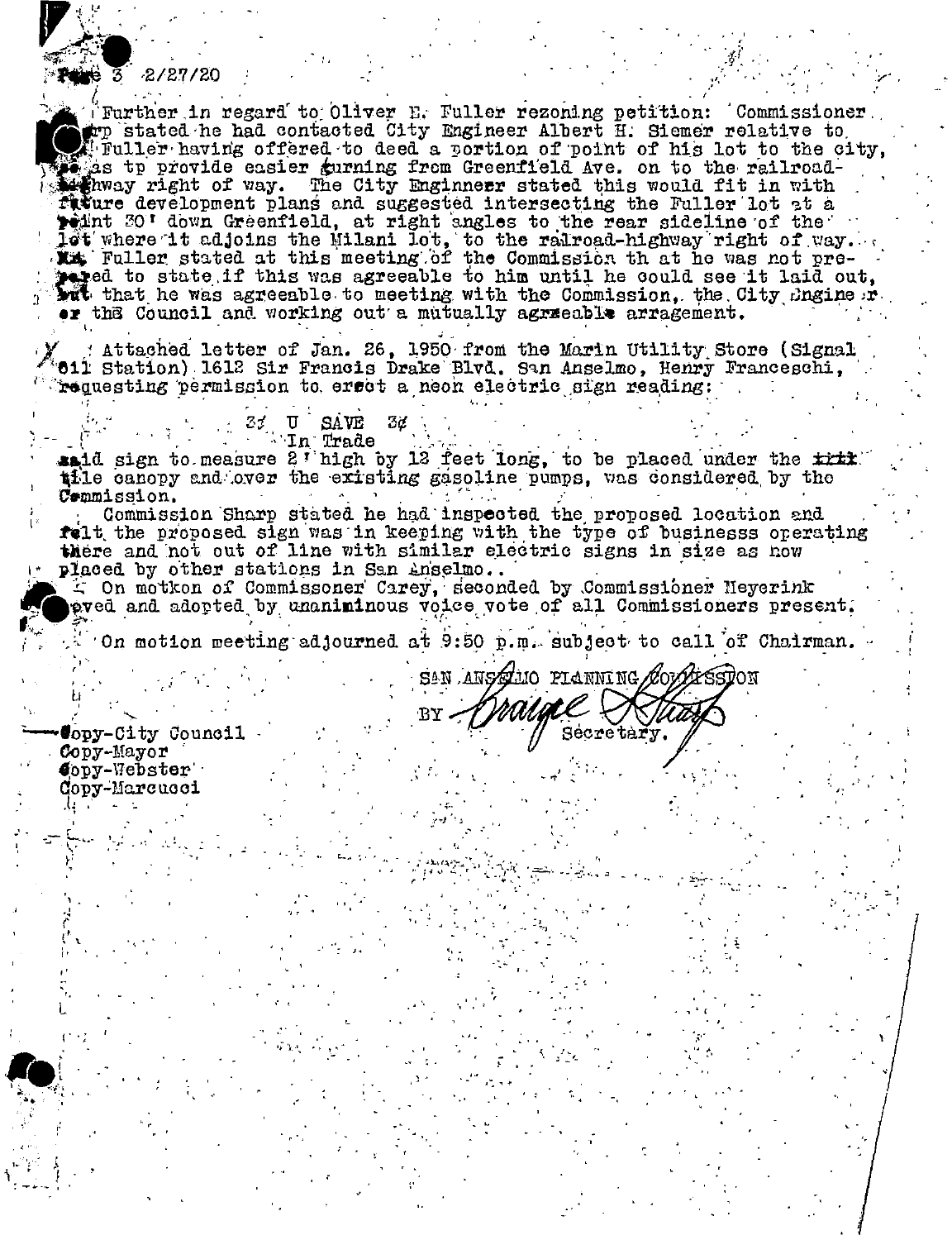Further in regard to Oliver E. Fuller rezoning petition: Commissioner Sharp stated he had contacted City Engineer Albert H. Siemer relative to Mr. Fuller having offered to deed a portion of point of his lot to the city, so as tp provide easier turning from Greenfield Ave. on to the railroad-highway right of way. The City Enginner stated this would fit in with future development plans and suggested intersecting the Fuller lot at a point 30' down Greenfield, at right angles to the rear sideline of the lot where it adjoins the Milani lot, to the railroad-highway right of way. Mr. Fuller stated at this meeting of the Commission th at he was not prepared to state if this was agreeable to him until he could see it laid out, but that he was agreeable to meeting with the Commission, the City Engineer the Council and working out a mutually agreeable arragement.

Attached letter of Jan. 26, 1950 from the Marin Utility Store (Signal Oil Station) 1612 Sir Francis Drake Blvd. San Anselmo, Henry Franceschi, requesting permission to erect a neon electric sign reading:

3¢ U SAVE 3¢
In Trade

said sign to measure 2' high by 12 feet long, to be placed under the ~~xxxx~~ tile canopy and over the existing gasoline pumps, was considered by the Commission.

Commission Sharp stated he had inspected the proposed location and felt the proposed sign was in keeping with the type of businesss operating there and not out of line with similar electric signs in size as now placed by other stations in San Anselmo..

On motkon of Commissoner Carey, seconded by Commissioner Meyerink moved and adopted by unaniminous voice vote of all Commissioners present.

On motion meeting adjourned at 9:50 p.m. subject to call of Chairman.

SAN ANSELMO PLANNING COMMISSION

BY Grayce Stuart
Secretary.

Copy-City Council
Copy-Mayor
Copy-Webster
Copy-Marcucci